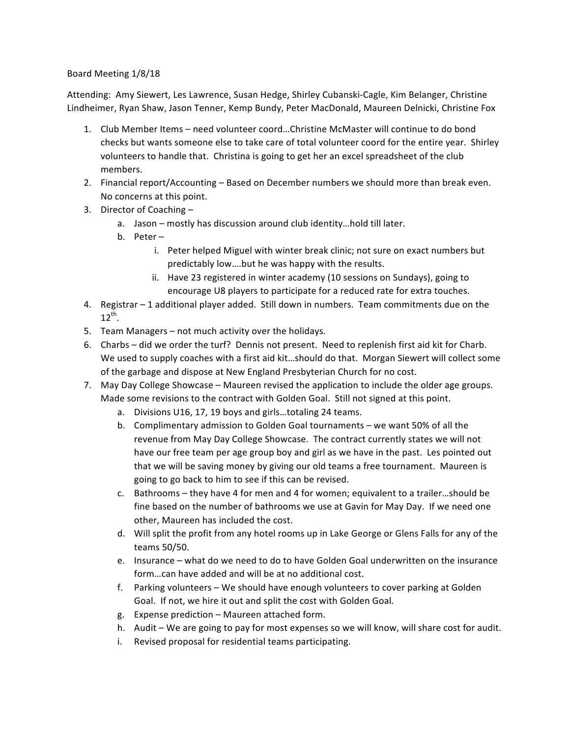Board Meeting 1/8/18

Attending: Amy Siewert, Les Lawrence, Susan Hedge, Shirley Cubanski-Cagle, Kim Belanger, Christine Lindheimer, Ryan Shaw, Jason Tenner, Kemp Bundy, Peter MacDonald, Maureen Delnicki, Christine Fox

1. Club Member Items – need volunteer coord…Christine McMaster will continue to do bond checks but wants someone else to take care of total volunteer coord for the entire year. Shirley volunteers to handle that. Christina is going to get her an excel spreadsheet of the club members.
2. Financial report/Accounting – Based on December numbers we should more than break even. No concerns at this point.
3. Director of Coaching –
   a. Jason – mostly has discussion around club identity…hold till later.
   b. Peter –
      i. Peter helped Miguel with winter break clinic; not sure on exact numbers but predictably low….but he was happy with the results.
      ii. Have 23 registered in winter academy (10 sessions on Sundays), going to encourage U8 players to participate for a reduced rate for extra touches.
4. Registrar – 1 additional player added. Still down in numbers. Team commitments due on the 12th.
5. Team Managers – not much activity over the holidays.
6. Charbs – did we order the turf? Dennis not present. Need to replenish first aid kit for Charb. We used to supply coaches with a first aid kit…should do that. Morgan Siewert will collect some of the garbage and dispose at New England Presbyterian Church for no cost.
7. May Day College Showcase – Maureen revised the application to include the older age groups. Made some revisions to the contract with Golden Goal. Still not signed at this point.
   a. Divisions U16, 17, 19 boys and girls…totaling 24 teams.
   b. Complimentary admission to Golden Goal tournaments – we want 50% of all the revenue from May Day College Showcase. The contract currently states we will not have our free team per age group boy and girl as we have in the past. Les pointed out that we will be saving money by giving our old teams a free tournament. Maureen is going to go back to him to see if this can be revised.
   c. Bathrooms – they have 4 for men and 4 for women; equivalent to a trailer…should be fine based on the number of bathrooms we use at Gavin for May Day. If we need one other, Maureen has included the cost.
   d. Will split the profit from any hotel rooms up in Lake George or Glens Falls for any of the teams 50/50.
   e. Insurance – what do we need to do to have Golden Goal underwritten on the insurance form…can have added and will be at no additional cost.
   f. Parking volunteers – We should have enough volunteers to cover parking at Golden Goal. If not, we hire it out and split the cost with Golden Goal.
   g. Expense prediction – Maureen attached form.
   h. Audit – We are going to pay for most expenses so we will know, will share cost for audit.
   i. Revised proposal for residential teams participating.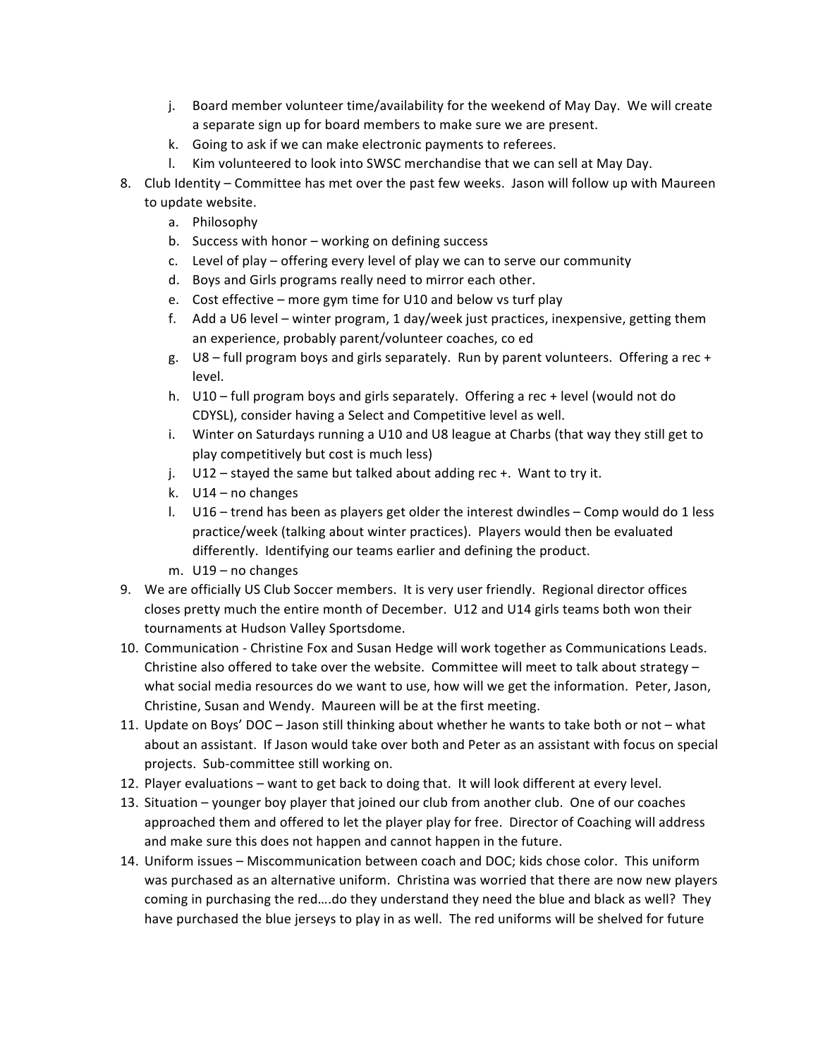j. Board member volunteer time/availability for the weekend of May Day. We will create a separate sign up for board members to make sure we are present.
k. Going to ask if we can make electronic payments to referees.
l. Kim volunteered to look into SWSC merchandise that we can sell at May Day.

8. Club Identity – Committee has met over the past few weeks. Jason will follow up with Maureen to update website.
   a. Philosophy
   b. Success with honor – working on defining success
   c. Level of play – offering every level of play we can to serve our community
   d. Boys and Girls programs really need to mirror each other.
   e. Cost effective – more gym time for U10 and below vs turf play
   f. Add a U6 level – winter program, 1 day/week just practices, inexpensive, getting them an experience, probably parent/volunteer coaches, co ed
   g. U8 – full program boys and girls separately. Run by parent volunteers. Offering a rec + level.
   h. U10 – full program boys and girls separately. Offering a rec + level (would not do CDYSL), consider having a Select and Competitive level as well.
   i. Winter on Saturdays running a U10 and U8 league at Charbs (that way they still get to play competitively but cost is much less)
   j. U12 – stayed the same but talked about adding rec +. Want to try it.
   k. U14 – no changes
   l. U16 – trend has been as players get older the interest dwindles – Comp would do 1 less practice/week (talking about winter practices). Players would then be evaluated differently. Identifying our teams earlier and defining the product.
   m. U19 – no changes

9. We are officially US Club Soccer members. It is very user friendly. Regional director offices closes pretty much the entire month of December. U12 and U14 girls teams both won their tournaments at Hudson Valley Sportsdome.

10. Communication - Christine Fox and Susan Hedge will work together as Communications Leads. Christine also offered to take over the website. Committee will meet to talk about strategy – what social media resources do we want to use, how will we get the information. Peter, Jason, Christine, Susan and Wendy. Maureen will be at the first meeting.

11. Update on Boys' DOC – Jason still thinking about whether he wants to take both or not – what about an assistant. If Jason would take over both and Peter as an assistant with focus on special projects. Sub-committee still working on.

12. Player evaluations – want to get back to doing that. It will look different at every level.

13. Situation – younger boy player that joined our club from another club. One of our coaches approached them and offered to let the player play for free. Director of Coaching will address and make sure this does not happen and cannot happen in the future.

14. Uniform issues – Miscommunication between coach and DOC; kids chose color. This uniform was purchased as an alternative uniform. Christina was worried that there are now new players coming in purchasing the red….do they understand they need the blue and black as well? They have purchased the blue jerseys to play in as well. The red uniforms will be shelved for future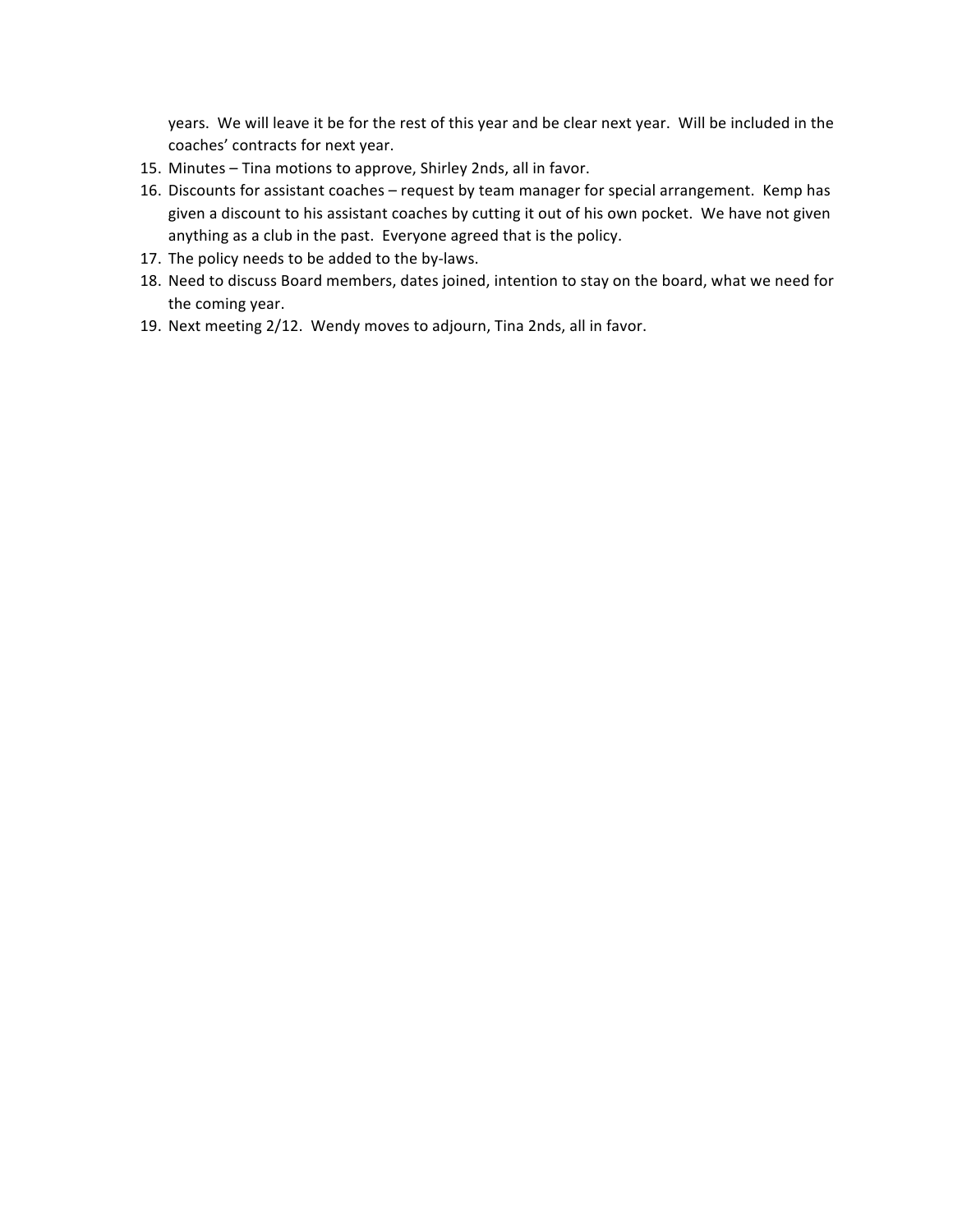years. We will leave it be for the rest of this year and be clear next year. Will be included in the coaches' contracts for next year.

15. Minutes – Tina motions to approve, Shirley 2nds, all in favor.
16. Discounts for assistant coaches – request by team manager for special arrangement. Kemp has given a discount to his assistant coaches by cutting it out of his own pocket. We have not given anything as a club in the past. Everyone agreed that is the policy.
17. The policy needs to be added to the by-laws.
18. Need to discuss Board members, dates joined, intention to stay on the board, what we need for the coming year.
19. Next meeting 2/12. Wendy moves to adjourn, Tina 2nds, all in favor.